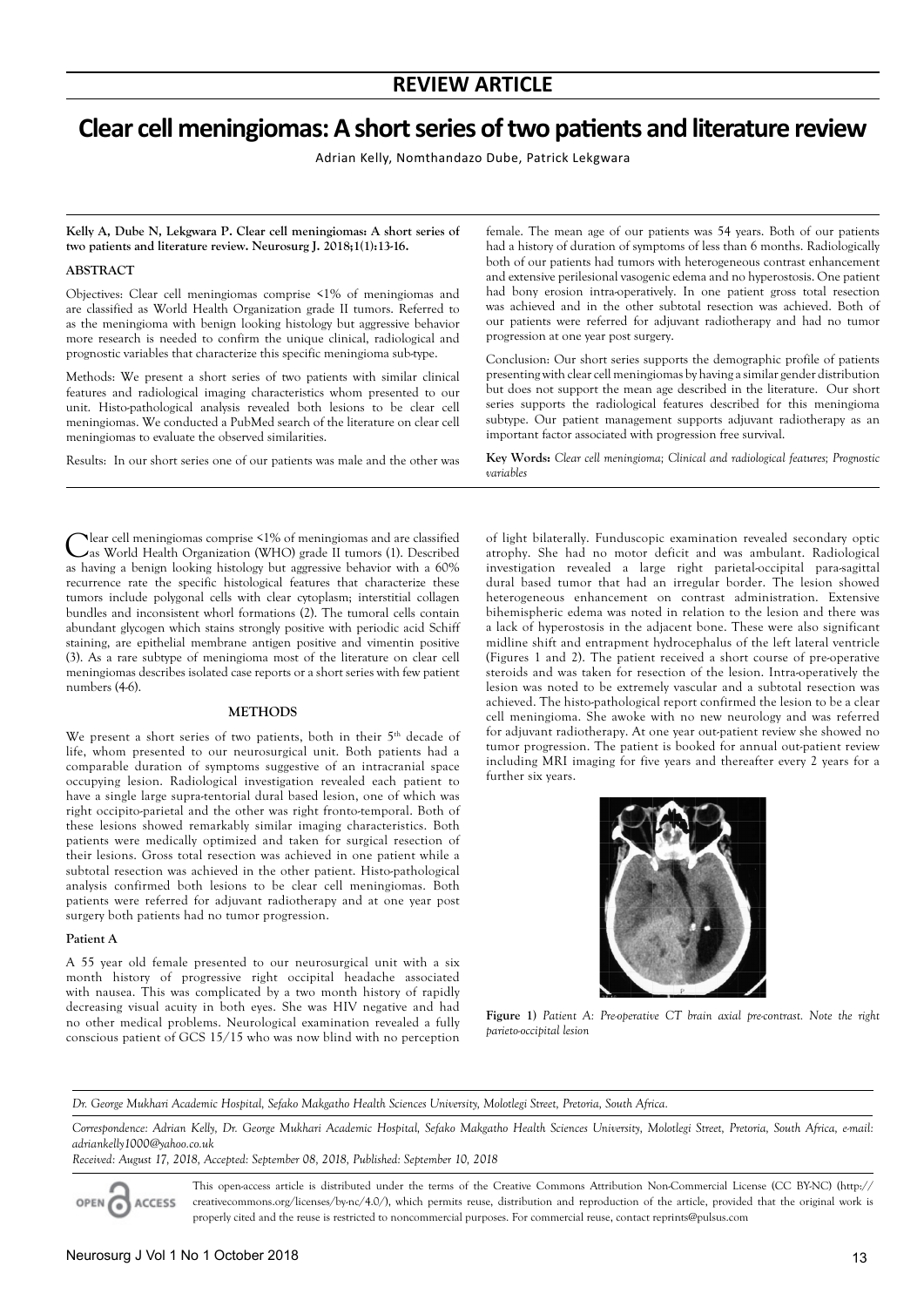REVIEW ARTICLE

# Clear cell meningiomas: A short series of two patients and literature review

Adrian Kelly, Nomthandazo Dube, Patrick Lekgwara

**Kelly A, Dube N, Lekgwara P. Clear cell meningiomas: A short series of two patients and literature review. Neurosurg J. 2018;1(1):13-16.**

## ABSTRACT

Objectives: Clear cell meningiomas comprise <1% of meningiomas and are classified as World Health Organization grade II tumors. Referred to as the meningioma with benign looking histology but aggressive behavior more research is needed to confirm the unique clinical, radiological and prognostic variables that characterize this specific meningioma sub-type.

Methods: We present a short series of two patients with similar clinical features and radiological imaging characteristics whom presented to our unit. Histo-pathological analysis revealed both lesions to be clear cell meningiomas. We conducted a PubMed search of the literature on clear cell meningiomas to evaluate the observed similarities.

Results: In our short series one of our patients was male and the other was female. The mean age of our patients was 54 years. Both of our patients had a history of duration of symptoms of less than 6 months. Radiologically both of our patients had tumors with heterogeneous contrast enhancement and extensive perilesional vasogenic edema and no hyperostosis. One patient had bony erosion intra-operatively. In one patient gross total resection was achieved and in the other subtotal resection was achieved. Both of our patients were referred for adjuvant radiotherapy and had no tumor progression at one year post surgery.

Conclusion: Our short series supports the demographic profile of patients presenting with clear cell meningiomas by having a similar gender distribution but does not support the mean age described in the literature. Our short series supports the radiological features described for this meningioma subtype. Our patient management supports adjuvant radiotherapy as an important factor associated with progression free survival.

**Key Words:** *Clear cell meningioma; Clinical and radiological features; Prognostic variables*

Clear cell meningiomas comprise <1% of meningiomas and are classified as World Health Organization (WHO) grade II tumors (1). Described as having a benign looking histology but aggressive behavior with a 60% recurrence rate the specific histological features that characterize these tumors include polygonal cells with clear cytoplasm; interstitial collagen bundles and inconsistent whorl formations (2). The tumoral cells contain abundant glycogen which stains strongly positive with periodic acid Schiff staining, are epithelial membrane antigen positive and vimentin positive (3). As a rare subtype of meningioma most of the literature on clear cell meningiomas describes isolated case reports or a short series with few patient numbers (4-6).

## METHODS

We present a short series of two patients, both in their 5th decade of life, whom presented to our neurosurgical unit. Both patients had a comparable duration of symptoms suggestive of an intracranial space occupying lesion. Radiological investigation revealed each patient to have a single large supra-tentorial dural based lesion, one of which was right occipito-parietal and the other was right fronto-temporal. Both of these lesions showed remarkably similar imaging characteristics. Both patients were medically optimized and taken for surgical resection of their lesions. Gross total resection was achieved in one patient while a subtotal resection was achieved in the other patient. Histo-pathological analysis confirmed both lesions to be clear cell meningiomas. Both patients were referred for adjuvant radiotherapy and at one year post surgery both patients had no tumor progression.

### Patient A

A 55 year old female presented to our neurosurgical unit with a six month history of progressive right occipital headache associated with nausea. This was complicated by a two month history of rapidly decreasing visual acuity in both eyes. She was HIV negative and had no other medical problems. Neurological examination revealed a fully conscious patient of GCS 15/15 who was now blind with no perception of light bilaterally. Funduscopic examination revealed secondary optic atrophy. She had no motor deficit and was ambulant. Radiological investigation revealed a large right parietal-occipital para-sagittal dural based tumor that had an irregular border. The lesion showed heterogeneous enhancement on contrast administration. Extensive bihemispheric edema was noted in relation to the lesion and there was a lack of hyperostosis in the adjacent bone. These were also significant midline shift and entrapment hydrocephalus of the left lateral ventricle (Figures 1 and 2). The patient received a short course of pre-operative steroids and was taken for resection of the lesion. Intra-operatively the lesion was noted to be extremely vascular and a subtotal resection was achieved. The histo-pathological report confirmed the lesion to be a clear cell meningioma. She awoke with no new neurology and was referred for adjuvant radiotherapy. At one year out-patient review she showed no tumor progression. The patient is booked for annual out-patient review including MRI imaging for five years and thereafter every 2 years for a further six years.

**Figure 1)** *Patient A: Pre-operative CT brain axial pre-contrast. Note the right parieto-occipital lesion*

*Dr. George Mukhari Academic Hospital, Sefako Makgatho Health Sciences University, Molotlegi Street, Pretoria, South Africa.*

*Correspondence: Adrian Kelly, Dr. George Mukhari Academic Hospital, Sefako Makgatho Health Sciences University, Molotlegi Street, Pretoria, South Africa, e-mail: adriankelly1000@yahoo.co.uk*

*Received: August 17, 2018, Accepted: September 08, 2018, Published: September 10, 2018*

This open-access article is distributed under the terms of the Creative Commons Attribution Non-Commercial License (CC BY-NC) (http://creativecommons.org/licenses/by-nc/4.0/), which permits reuse, distribution and reproduction of the article, provided that the original work is properly cited and the reuse is restricted to noncommercial purposes. For commercial reuse, contact reprints@pulsus.com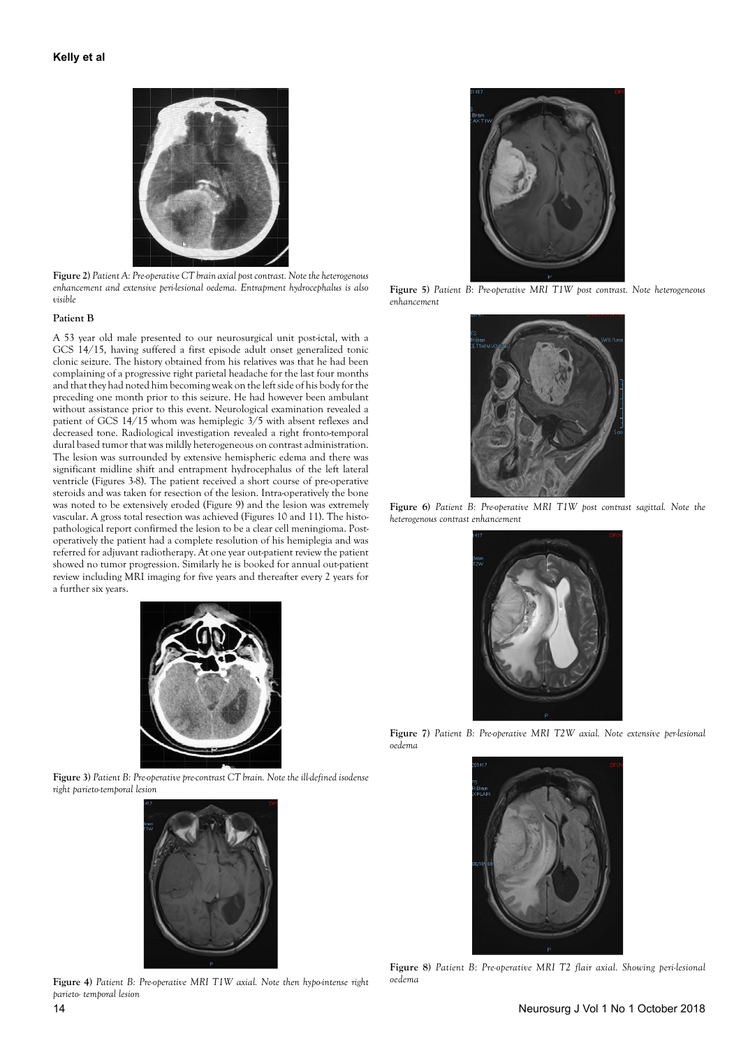**Figure 2)** *Patient A: Pre-operative CT brain axial post contrast. Note the heterogenous enhancement and extensive peri-lesional oedema. Entrapment hydrocephalus is also visible*

### Patient B

A 53 year old male presented to our neurosurgical unit post-ictal, with a GCS 14/15, having suffered a first episode adult onset generalized tonic clonic seizure. The history obtained from his relatives was that he had been complaining of a progressive right parietal headache for the last four months and that they had noted him becoming weak on the left side of his body for the preceding one month prior to this seizure. He had however been ambulant without assistance prior to this event. Neurological examination revealed a patient of GCS 14/15 whom was hemiplegic 3/5 with absent reflexes and decreased tone. Radiological investigation revealed a right fronto-temporal dural based tumor that was mildly heterogeneous on contrast administration. The lesion was surrounded by extensive hemispheric edema and there was significant midline shift and entrapment hydrocephalus of the left lateral ventricle (Figures 3-8). The patient received a short course of pre-operative steroids and was taken for resection of the lesion. Intra-operatively the bone was noted to be extensively eroded (Figure 9) and the lesion was extremely vascular. A gross total resection was achieved (Figures 10 and 11). The histo-pathological report confirmed the lesion to be a clear cell meningioma. Post-operatively the patient had a complete resolution of his hemiplegia and was referred for adjuvant radiotherapy. At one year out-patient review the patient showed no tumor progression. Similarly he is booked for annual out-patient review including MRI imaging for five years and thereafter every 2 years for a further six years.

**Figure 3)** *Patient B: Pre-operative pre-contrast CT brain. Note the ill-defined isodense right parieto-temporal lesion*

**Figure 4)** *Patient B: Pre-operative MRI T1W axial. Note then hypo-intense right parieto- temporal lesion*

**Figure 5)** *Patient B: Pre-operative MRI T1W post contrast. Note heterogeneous enhancement*

**Figure 6)** *Patient B: Pre-operative MRI T1W post contrast sagittal. Note the heterogenous contrast enhancement*

**Figure 7)** *Patient B: Pre-operative MRI T2W axial. Note extensive per-lesional oedema*

**Figure 8)** *Patient B: Pre-operative MRI T2 flair axial. Showing peri-lesional oedema*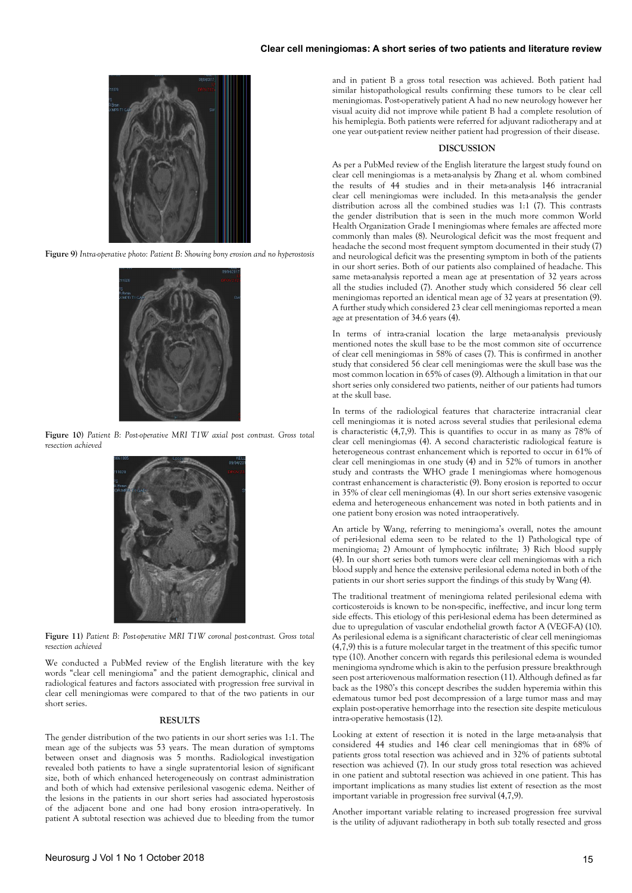Figure 9) *Intra-operative photo: Patient B: Showing bony erosion and no hyperostosis*

Figure 10) *Patient B: Post-operative MRI T1W axial post contrast. Gross total resection achieved*

Figure 11) *Patient B: Post-operative MRI T1W coronal post-contrast. Gross total resection achieved*

We conducted a PubMed review of the English literature with the key words "clear cell meningioma" and the patient demographic, clinical and radiological features and factors associated with progression free survival in clear cell meningiomas were compared to that of the two patients in our short series.

## RESULTS

The gender distribution of the two patients in our short series was 1:1. The mean age of the subjects was 53 years. The mean duration of symptoms between onset and diagnosis was 5 months. Radiological investigation revealed both patients to have a single supratentorial lesion of significant size, both of which enhanced heterogeneously on contrast administration and both of which had extensive perilesional vasogenic edema. Neither of the lesions in the patients in our short series had associated hyperostosis of the adjacent bone and one had bony erosion intra-operatively. In patient A subtotal resection was achieved due to bleeding from the tumor and in patient B a gross total resection was achieved. Both patient had similar histopathological results confirming these tumors to be clear cell meningiomas. Post-operatively patient A had no new neurology however her visual acuity did not improve while patient B had a complete resolution of his hemiplegia. Both patients were referred for adjuvant radiotherapy and at one year out-patient review neither patient had progression of their disease.

## DISCUSSION

As per a PubMed review of the English literature the largest study found on clear cell meningiomas is a meta-analysis by Zhang et al. whom combined the results of 44 studies and in their meta-analysis 146 intracranial clear cell meningiomas were included. In this meta-analysis the gender distribution across all the combined studies was 1:1 (7). This contrasts the gender distribution that is seen in the much more common World Health Organization Grade I meningiomas where females are affected more commonly than males (8). Neurological deficit was the most frequent and headache the second most frequent symptom documented in their study (7) and neurological deficit was the presenting symptom in both of the patients in our short series. Both of our patients also complained of headache. This same meta-analysis reported a mean age at presentation of 32 years across all the studies included (7). Another study which considered 56 clear cell meningiomas reported an identical mean age of 32 years at presentation (9). A further study which considered 23 clear cell meningiomas reported a mean age at presentation of 34.6 years (4).

In terms of intra-cranial location the large meta-analysis previously mentioned notes the skull base to be the most common site of occurrence of clear cell meningiomas in 58% of cases (7). This is confirmed in another study that considered 56 clear cell meningiomas were the skull base was the most common location in 65% of cases (9). Although a limitation in that our short series only considered two patients, neither of our patients had tumors at the skull base.

In terms of the radiological features that characterize intracranial clear cell meningiomas it is noted across several studies that perilesional edema is characteristic (4,7,9). This is quantifies to occur in as many as 78% of clear cell meningiomas (4). A second characteristic radiological feature is heterogeneous contrast enhancement which is reported to occur in 61% of clear cell meningiomas in one study (4) and in 52% of tumors in another study and contrasts the WHO grade I meningiomas where homogenous contrast enhancement is characteristic (9). Bony erosion is reported to occur in 35% of clear cell meningiomas (4). In our short series extensive vasogenic edema and heterogeneous enhancement was noted in both patients and in one patient bony erosion was noted intraoperatively.

An article by Wang, referring to meningioma's overall, notes the amount of peri-lesional edema seen to be related to the 1) Pathological type of meningioma; 2) Amount of lymphocytic infiltrate; 3) Rich blood supply (4). In our short series both tumors were clear cell meningiomas with a rich blood supply and hence the extensive perilesional edema noted in both of the patients in our short series support the findings of this study by Wang (4).

The traditional treatment of meningioma related perilesional edema with corticosteroids is known to be non-specific, ineffective, and incur long term side effects. This etiology of this peri-lesional edema has been determined as due to upregulation of vascular endothelial growth factor A (VEGF-A) (10). As perilesional edema is a significant characteristic of clear cell meningiomas (4,7,9) this is a future molecular target in the treatment of this specific tumor type (10). Another concern with regards this perilesional edema is wounded meningioma syndrome which is akin to the perfusion pressure breakthrough seen post arteriovenous malformation resection (11). Although defined as far back as the 1980's this concept describes the sudden hyperemia within this edematous tumor bed post decompression of a large tumor mass and may explain post-operative hemorrhage into the resection site despite meticulous intra-operative hemostasis (12).

Looking at extent of resection it is noted in the large meta-analysis that considered 44 studies and 146 clear cell meningiomas that in 68% of patients gross total resection was achieved and in 32% of patients subtotal resection was achieved (7). In our study gross total resection was achieved in one patient and subtotal resection was achieved in one patient. This has important implications as many studies list extent of resection as the most important variable in progression free survival (4,7,9).

Another important variable relating to increased progression free survival is the utility of adjuvant radiotherapy in both sub totally resected and gross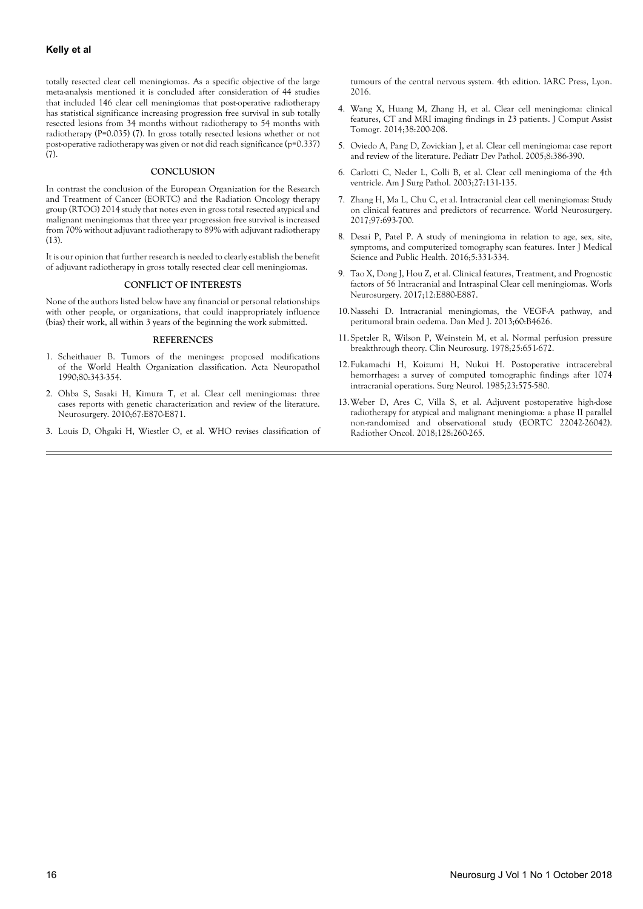totally resected clear cell meningiomas. As a specific objective of the large meta-analysis mentioned it is concluded after consideration of 44 studies that included 146 clear cell meningiomas that post-operative radiotherapy has statistical significance increasing progression free survival in sub totally resected lesions from 34 months without radiotherapy to 54 months with radiotherapy (P=0.035) (7). In gross totally resected lesions whether or not post-operative radiotherapy was given or not did reach significance (p=0.337) (7).

## CONCLUSION

In contrast the conclusion of the European Organization for the Research and Treatment of Cancer (EORTC) and the Radiation Oncology therapy group (RTOG) 2014 study that notes even in gross total resected atypical and malignant meningiomas that three year progression free survival is increased from 70% without adjuvant radiotherapy to 89% with adjuvant radiotherapy (13).

It is our opinion that further research is needed to clearly establish the benefit of adjuvant radiotherapy in gross totally resected clear cell meningiomas.

## CONFLICT OF INTERESTS

None of the authors listed below have any financial or personal relationships with other people, or organizations, that could inappropriately influence (bias) their work, all within 3 years of the beginning the work submitted.

## REFERENCES

1. Scheithauer B. Tumors of the meninges: proposed modifications of the World Health Organization classification. Acta Neuropathol 1990;80:343-354.
2. Ohba S, Sasaki H, Kimura T, et al. Clear cell meningiomas: three cases reports with genetic characterization and review of the literature. Neurosurgery. 2010;67:E870-E871.
3. Louis D, Ohgaki H, Wiestler O, et al. WHO revises classification of tumours of the central nervous system. 4th edition. IARC Press, Lyon. 2016.
4. Wang X, Huang M, Zhang H, et al. Clear cell meningioma: clinical features, CT and MRI imaging findings in 23 patients. J Comput Assist Tomogr. 2014;38:200-208.
5. Oviedo A, Pang D, Zovickian J, et al. Clear cell meningioma: case report and review of the literature. Pediatr Dev Pathol. 2005;8:386-390.
6. Carlotti C, Neder L, Colli B, et al. Clear cell meningioma of the 4th ventricle. Am J Surg Pathol. 2003;27:131-135.
7. Zhang H, Ma L, Chu C, et al. Intracranial clear cell meningiomas: Study on clinical features and predictors of recurrence. World Neurosurgery. 2017;97:693-700.
8. Desai P, Patel P. A study of meningioma in relation to age, sex, site, symptoms, and computerized tomography scan features. Inter J Medical Science and Public Health. 2016;5:331-334.
9. Tao X, Dong J, Hou Z, et al. Clinical features, Treatment, and Prognostic factors of 56 Intracranial and Intraspinal Clear cell meningiomas. Worls Neurosurgery. 2017;12:E880-E887.
10. Nassehi D. Intracranial meningiomas, the VEGF-A pathway, and peritumoral brain oedema. Dan Med J. 2013;60:B4626.
11. Spetzler R, Wilson P, Weinstein M, et al. Normal perfusion pressure breakthrough theory. Clin Neurosurg. 1978;25:651-672.
12. Fukamachi H, Koizumi H, Nukui H. Postoperative intracerebral hemorrhages: a survey of computed tomographic findings after 1074 intracranial operations. Surg Neurol. 1985;23:575-580.
13. Weber D, Ares C, Villa S, et al. Adjuvent postoperative high-dose radiotherapy for atypical and malignant meningioma: a phase II parallel non-randomized and observational study (EORTC 22042-26042). Radiother Oncol. 2018;128:260-265.